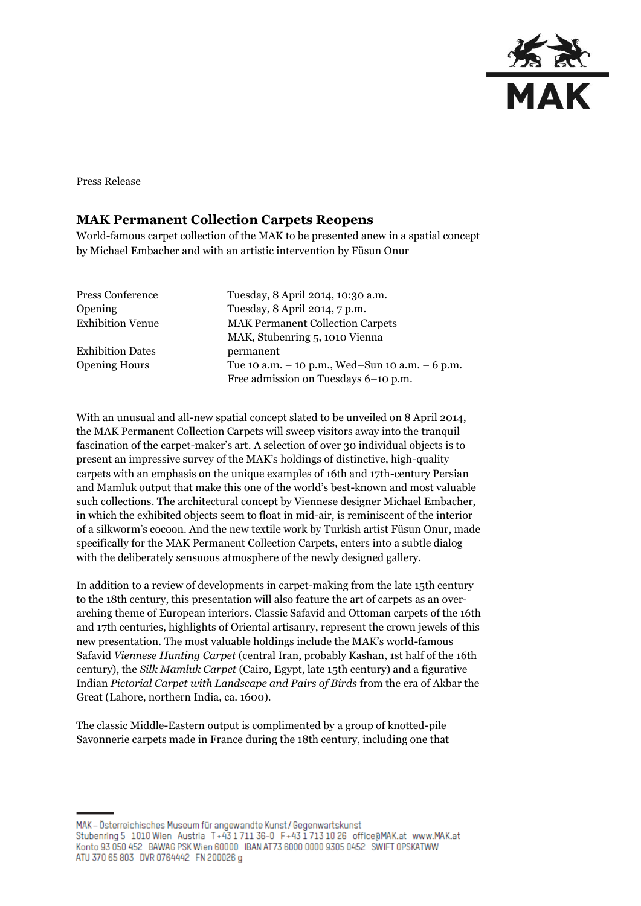Press Release

# MAK Permanent Collection Carpets Reopens

World-famous carpet collection of the MAK to be presented anew in a spatial concept by Michael Embacher and with an artistic intervention by Füsun Onur

| | |
|---|---|
| Press Conference | Tuesday, 8 April 2014, 10:30 a.m. |
| Opening | Tuesday, 8 April 2014, 7 p.m. |
| Exhibition Venue | MAK Permanent Collection Carpets<br>MAK, Stubenring 5, 1010 Vienna |
| Exhibition Dates | permanent |
| Opening Hours | Tue 10 a.m. – 10 p.m., Wed–Sun 10 a.m. – 6 p.m.<br>Free admission on Tuesdays 6–10 p.m. |

With an unusual and all-new spatial concept slated to be unveiled on 8 April 2014, the MAK Permanent Collection Carpets will sweep visitors away into the tranquil fascination of the carpet-maker's art. A selection of over 30 individual objects is to present an impressive survey of the MAK's holdings of distinctive, high-quality carpets with an emphasis on the unique examples of 16th and 17th-century Persian and Mamluk output that make this one of the world's best-known and most valuable such collections. The architectural concept by Viennese designer Michael Embacher, in which the exhibited objects seem to float in mid-air, is reminiscent of the interior of a silkworm's cocoon. And the new textile work by Turkish artist Füsun Onur, made specifically for the MAK Permanent Collection Carpets, enters into a subtle dialog with the deliberately sensuous atmosphere of the newly designed gallery.

In addition to a review of developments in carpet-making from the late 15th century to the 18th century, this presentation will also feature the art of carpets as an over-arching theme of European interiors. Classic Safavid and Ottoman carpets of the 16th and 17th centuries, highlights of Oriental artisanry, represent the crown jewels of this new presentation. The most valuable holdings include the MAK's world-famous Safavid *Viennese Hunting Carpet* (central Iran, probably Kashan, 1st half of the 16th century), the *Silk Mamluk Carpet* (Cairo, Egypt, late 15th century) and a figurative Indian *Pictorial Carpet with Landscape and Pairs of Birds* from the era of Akbar the Great (Lahore, northern India, ca. 1600).

The classic Middle-Eastern output is complimented by a group of knotted-pile Savonnerie carpets made in France during the 18th century, including one that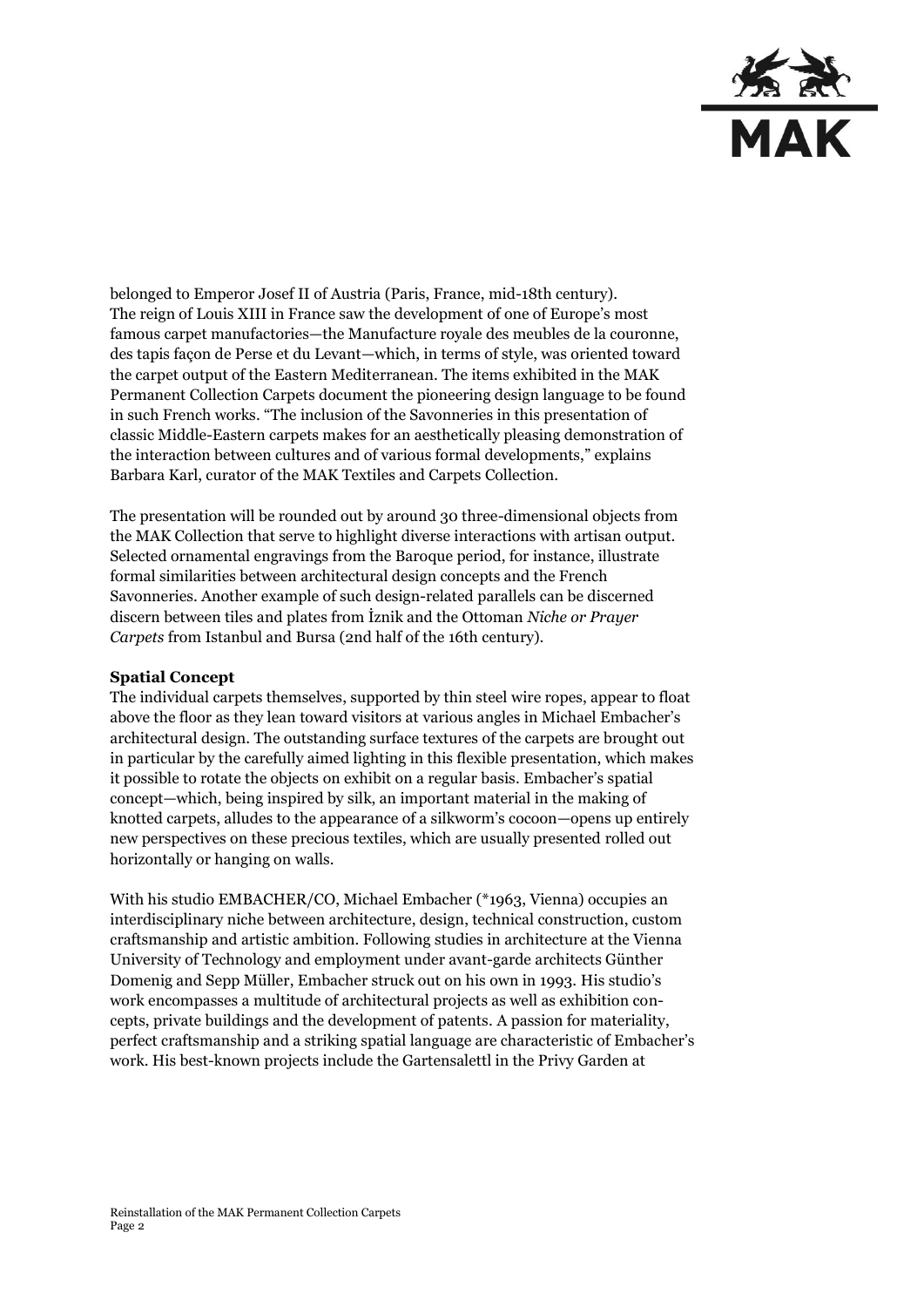belonged to Emperor Josef II of Austria (Paris, France, mid-18th century). The reign of Louis XIII in France saw the development of one of Europe's most famous carpet manufactories—the Manufacture royale des meubles de la couronne, des tapis façon de Perse et du Levant—which, in terms of style, was oriented toward the carpet output of the Eastern Mediterranean. The items exhibited in the MAK Permanent Collection Carpets document the pioneering design language to be found in such French works. "The inclusion of the Savonneries in this presentation of classic Middle-Eastern carpets makes for an aesthetically pleasing demonstration of the interaction between cultures and of various formal developments," explains Barbara Karl, curator of the MAK Textiles and Carpets Collection.

The presentation will be rounded out by around 30 three-dimensional objects from the MAK Collection that serve to highlight diverse interactions with artisan output. Selected ornamental engravings from the Baroque period, for instance, illustrate formal similarities between architectural design concepts and the French Savonneries. Another example of such design-related parallels can be discerned discern between tiles and plates from İznik and the Ottoman *Niche or Prayer Carpets* from Istanbul and Bursa (2nd half of the 16th century).

**Spatial Concept**

The individual carpets themselves, supported by thin steel wire ropes, appear to float above the floor as they lean toward visitors at various angles in Michael Embacher's architectural design. The outstanding surface textures of the carpets are brought out in particular by the carefully aimed lighting in this flexible presentation, which makes it possible to rotate the objects on exhibit on a regular basis. Embacher's spatial concept—which, being inspired by silk, an important material in the making of knotted carpets, alludes to the appearance of a silkworm's cocoon—opens up entirely new perspectives on these precious textiles, which are usually presented rolled out horizontally or hanging on walls.

With his studio EMBACHER/CO, Michael Embacher (*1963, Vienna) occupies an interdisciplinary niche between architecture, design, technical construction, custom craftsmanship and artistic ambition. Following studies in architecture at the Vienna University of Technology and employment under avant-garde architects Günther Domenig and Sepp Müller, Embacher struck out on his own in 1993. His studio's work encompasses a multitude of architectural projects as well as exhibition concepts, private buildings and the development of patents. A passion for materiality, perfect craftsmanship and a striking spatial language are characteristic of Embacher's work. His best-known projects include the Gartensalettl in the Privy Garden at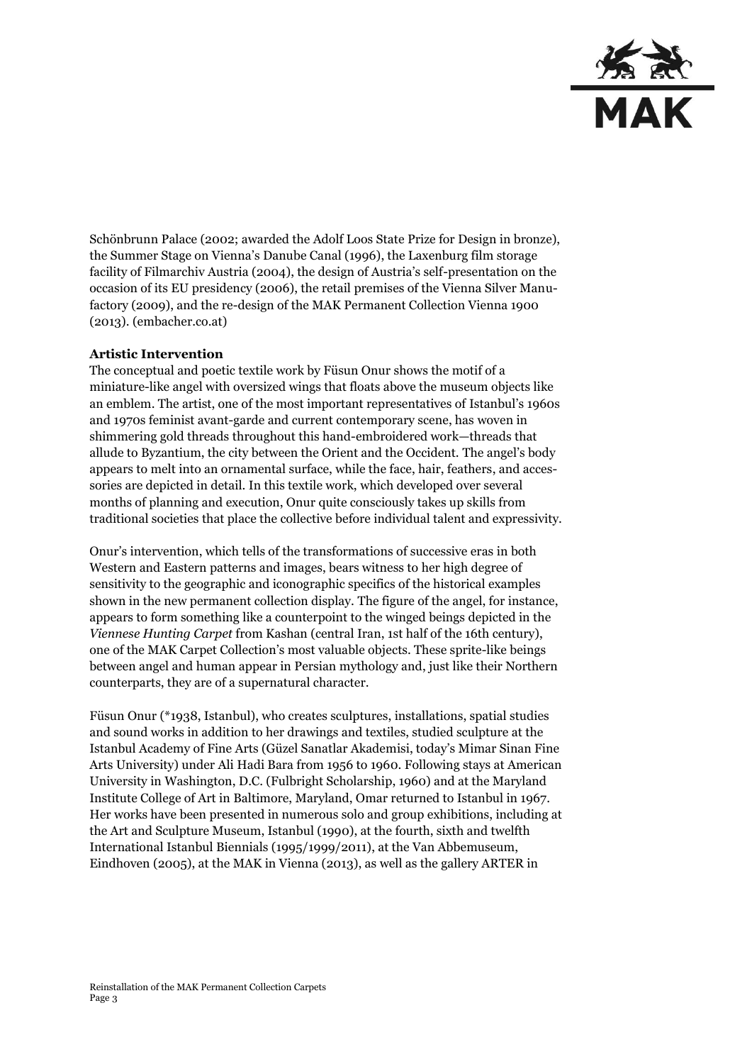Schönbrunn Palace (2002; awarded the Adolf Loos State Prize for Design in bronze), the Summer Stage on Vienna's Danube Canal (1996), the Laxenburg film storage facility of Filmarchiv Austria (2004), the design of Austria's self-presentation on the occasion of its EU presidency (2006), the retail premises of the Vienna Silver Manufactory (2009), and the re-design of the MAK Permanent Collection Vienna 1900 (2013). (embacher.co.at)

**Artistic Intervention**

The conceptual and poetic textile work by Füsun Onur shows the motif of a miniature-like angel with oversized wings that floats above the museum objects like an emblem. The artist, one of the most important representatives of Istanbul's 1960s and 1970s feminist avant-garde and current contemporary scene, has woven in shimmering gold threads throughout this hand-embroidered work—threads that allude to Byzantium, the city between the Orient and the Occident. The angel's body appears to melt into an ornamental surface, while the face, hair, feathers, and accessories are depicted in detail. In this textile work, which developed over several months of planning and execution, Onur quite consciously takes up skills from traditional societies that place the collective before individual talent and expressivity.

Onur's intervention, which tells of the transformations of successive eras in both Western and Eastern patterns and images, bears witness to her high degree of sensitivity to the geographic and iconographic specifics of the historical examples shown in the new permanent collection display. The figure of the angel, for instance, appears to form something like a counterpoint to the winged beings depicted in the *Viennese Hunting Carpet* from Kashan (central Iran, 1st half of the 16th century), one of the MAK Carpet Collection's most valuable objects. These sprite-like beings between angel and human appear in Persian mythology and, just like their Northern counterparts, they are of a supernatural character.

Füsun Onur (*1938, Istanbul), who creates sculptures, installations, spatial studies and sound works in addition to her drawings and textiles, studied sculpture at the Istanbul Academy of Fine Arts (Güzel Sanatlar Akademisi, today's Mimar Sinan Fine Arts University) under Ali Hadi Bara from 1956 to 1960. Following stays at American University in Washington, D.C. (Fulbright Scholarship, 1960) and at the Maryland Institute College of Art in Baltimore, Maryland, Omar returned to Istanbul in 1967. Her works have been presented in numerous solo and group exhibitions, including at the Art and Sculpture Museum, Istanbul (1990), at the fourth, sixth and twelfth International Istanbul Biennials (1995/1999/2011), at the Van Abbemuseum, Eindhoven (2005), at the MAK in Vienna (2013), as well as the gallery ARTER in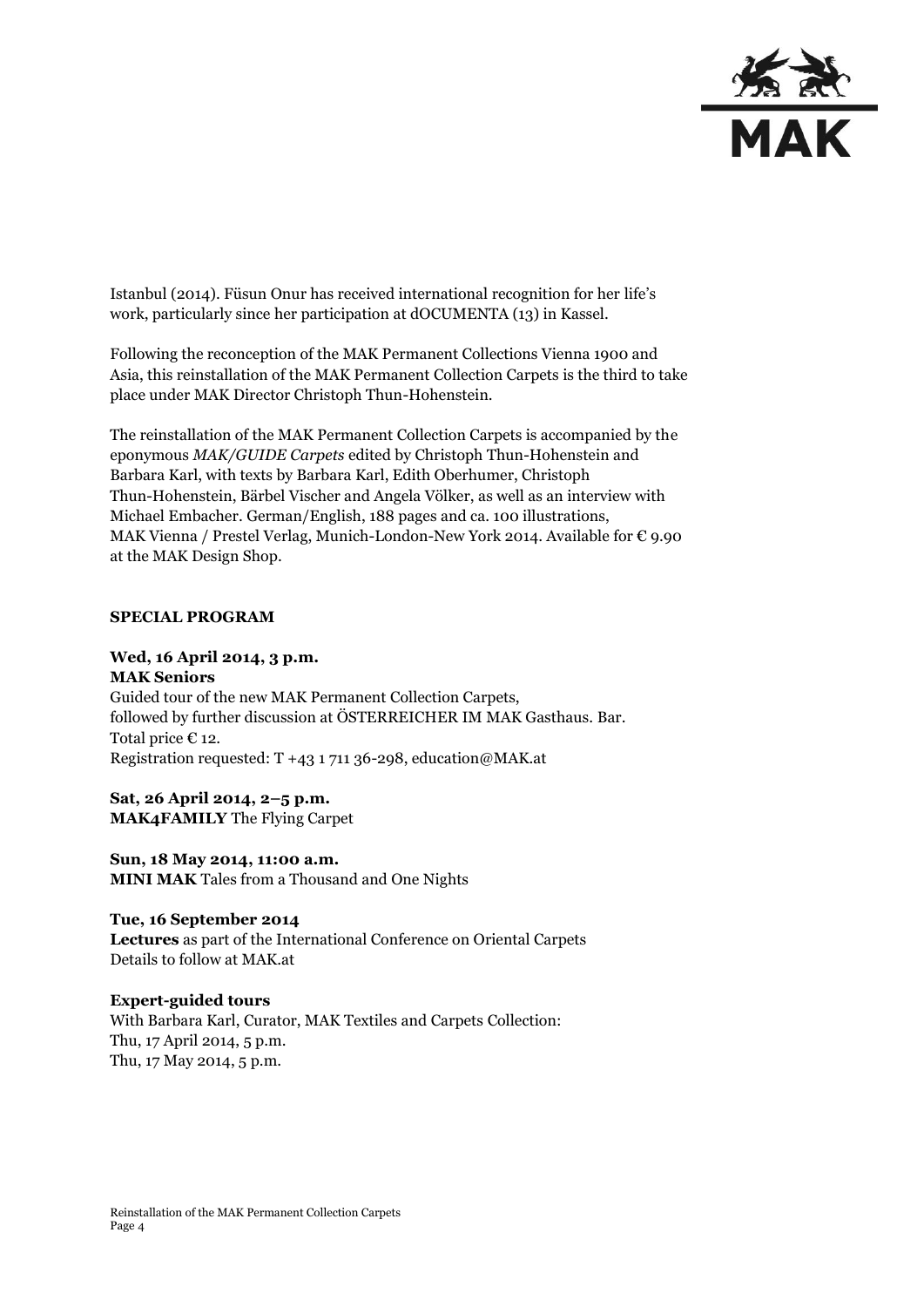Istanbul (2014). Füsun Onur has received international recognition for her life's work, particularly since her participation at dOCUMENTA (13) in Kassel.

Following the reconception of the MAK Permanent Collections Vienna 1900 and Asia, this reinstallation of the MAK Permanent Collection Carpets is the third to take place under MAK Director Christoph Thun-Hohenstein.

The reinstallation of the MAK Permanent Collection Carpets is accompanied by the eponymous *MAK/GUIDE Carpets* edited by Christoph Thun-Hohenstein and Barbara Karl, with texts by Barbara Karl, Edith Oberhumer, Christoph Thun-Hohenstein, Bärbel Vischer and Angela Völker, as well as an interview with Michael Embacher. German/English, 188 pages and ca. 100 illustrations, MAK Vienna / Prestel Verlag, Munich-London-New York 2014. Available for € 9.90 at the MAK Design Shop.

## SPECIAL PROGRAM

**Wed, 16 April 2014, 3 p.m.**
**MAK Seniors**
Guided tour of the new MAK Permanent Collection Carpets, followed by further discussion at ÖSTERREICHER IM MAK Gasthaus. Bar.
Total price € 12.
Registration requested: T +43 1 711 36-298, education@MAK.at

**Sat, 26 April 2014, 2–5 p.m.**
**MAK4FAMILY** The Flying Carpet

**Sun, 18 May 2014, 11:00 a.m.**
**MINI MAK** Tales from a Thousand and One Nights

**Tue, 16 September 2014**
**Lectures** as part of the International Conference on Oriental Carpets
Details to follow at MAK.at

**Expert-guided tours**
With Barbara Karl, Curator, MAK Textiles and Carpets Collection:
Thu, 17 April 2014, 5 p.m.
Thu, 17 May 2014, 5 p.m.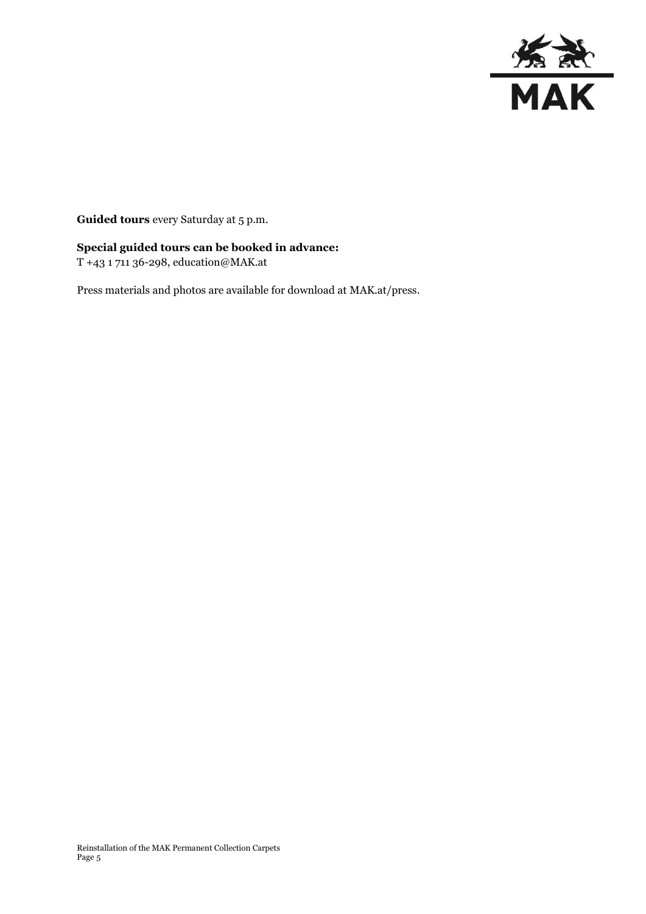**Guided tours** every Saturday at 5 p.m.

**Special guided tours can be booked in advance:**
T +43 1 711 36-298, education@MAK.at

Press materials and photos are available for download at MAK.at/press.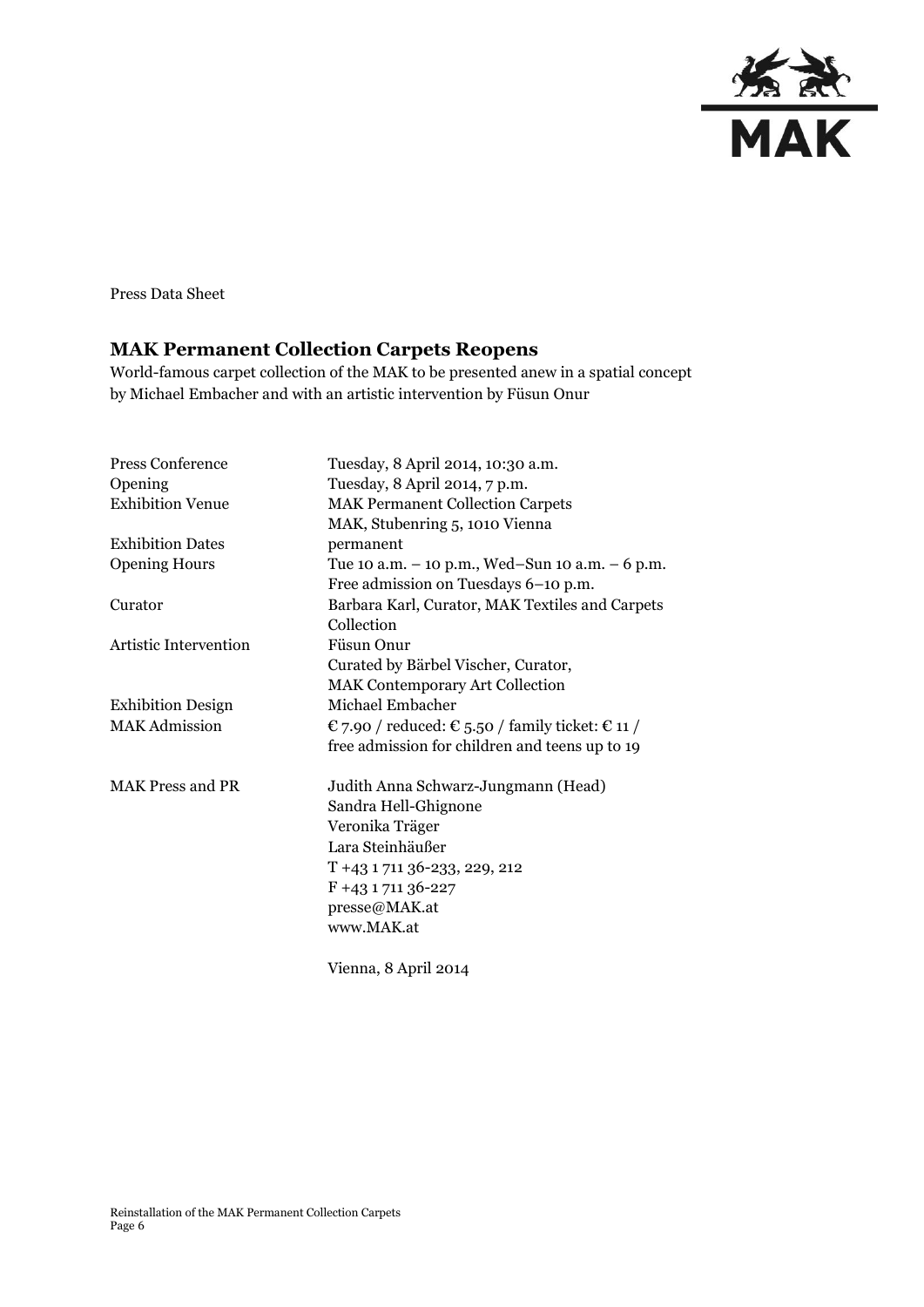Press Data Sheet

## MAK Permanent Collection Carpets Reopens

World-famous carpet collection of the MAK to be presented anew in a spatial concept by Michael Embacher and with an artistic intervention by Füsun Onur

| | |
|---|---|
| Press Conference | Tuesday, 8 April 2014, 10:30 a.m. |
| Opening | Tuesday, 8 April 2014, 7 p.m. |
| Exhibition Venue | MAK Permanent Collection Carpets<br>MAK, Stubenring 5, 1010 Vienna |
| Exhibition Dates | permanent |
| Opening Hours | Tue 10 a.m. – 10 p.m., Wed–Sun 10 a.m. – 6 p.m.<br>Free admission on Tuesdays 6–10 p.m. |
| Curator | Barbara Karl, Curator, MAK Textiles and Carpets Collection |
| Artistic Intervention | Füsun Onur<br>Curated by Bärbel Vischer, Curator, MAK Contemporary Art Collection |
| Exhibition Design | Michael Embacher |
| MAK Admission | € 7.90 / reduced: € 5.50 / family ticket: € 11 / free admission for children and teens up to 19 |
| MAK Press and PR | Judith Anna Schwarz-Jungmann (Head)<br>Sandra Hell-Ghignone<br>Veronika Träger<br>Lara Steinhäußer<br>T +43 1 711 36-233, 229, 212<br>F +43 1 711 36-227<br>presse@MAK.at<br>www.MAK.at |

Vienna, 8 April 2014